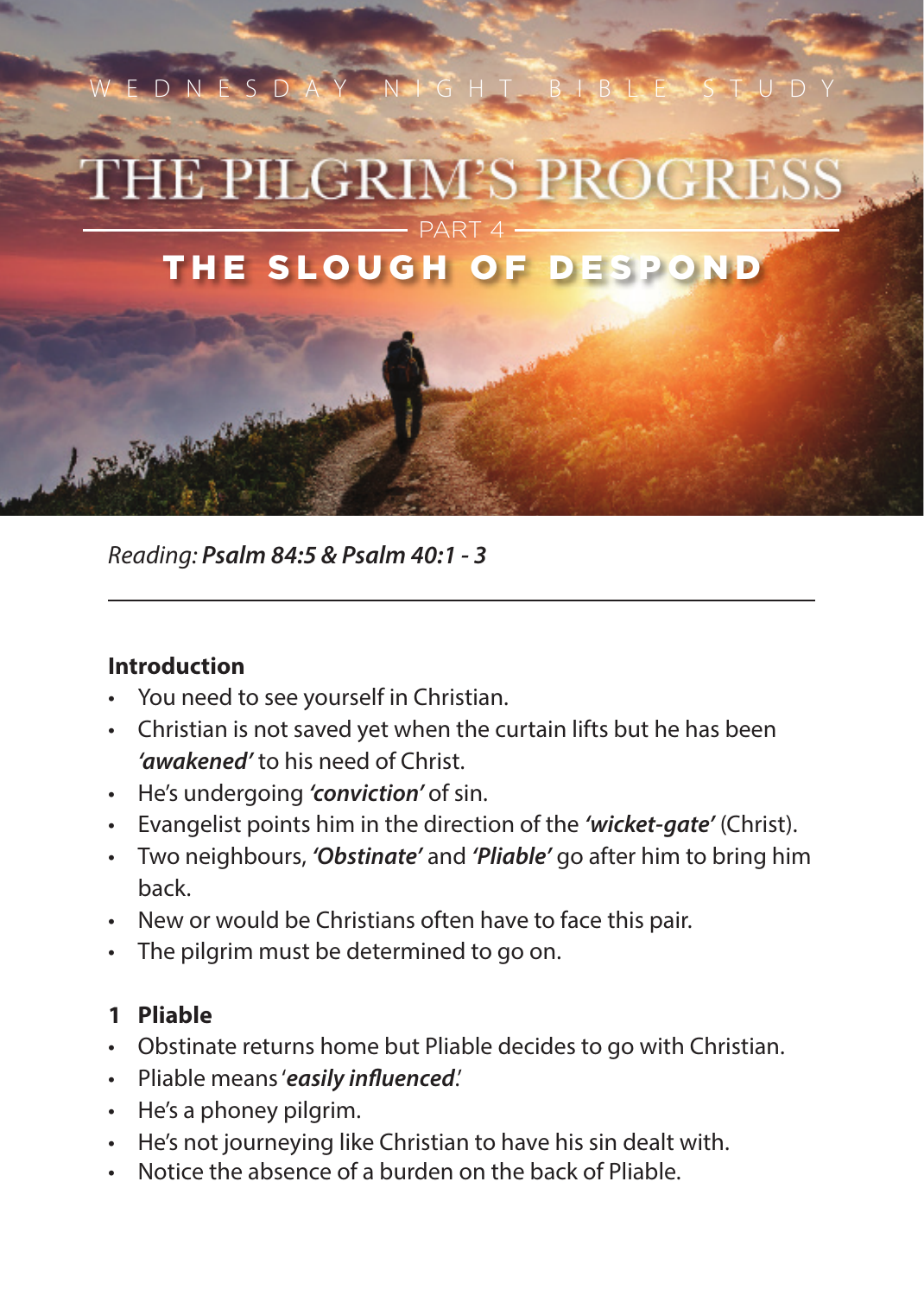WEDNESDAY NIGHT BIBLE STUDY

# THE PILGRIM'S PROGRESS

PART 4

## THE SLOUGH OF DESPOND

*Reading:* ***Psalm 84:5 & Psalm 40:1 - 3***

---

### Introduction

- You need to see yourself in Christian.
- Christian is not saved yet when the curtain lifts but he has been ***'awakened'*** to his need of Christ.
- He's undergoing ***'conviction'*** of sin.
- Evangelist points him in the direction of the ***'wicket-gate'*** (Christ).
- Two neighbours, ***'Obstinate'*** and ***'Pliable'*** go after him to bring him back.
- New or would be Christians often have to face this pair.
- The pilgrim must be determined to go on.

### 1 Pliable

- Obstinate returns home but Pliable decides to go with Christian.
- Pliable means '***easily influenced***.'
- He's a phoney pilgrim.
- He's not journeying like Christian to have his sin dealt with.
- Notice the absence of a burden on the back of Pliable.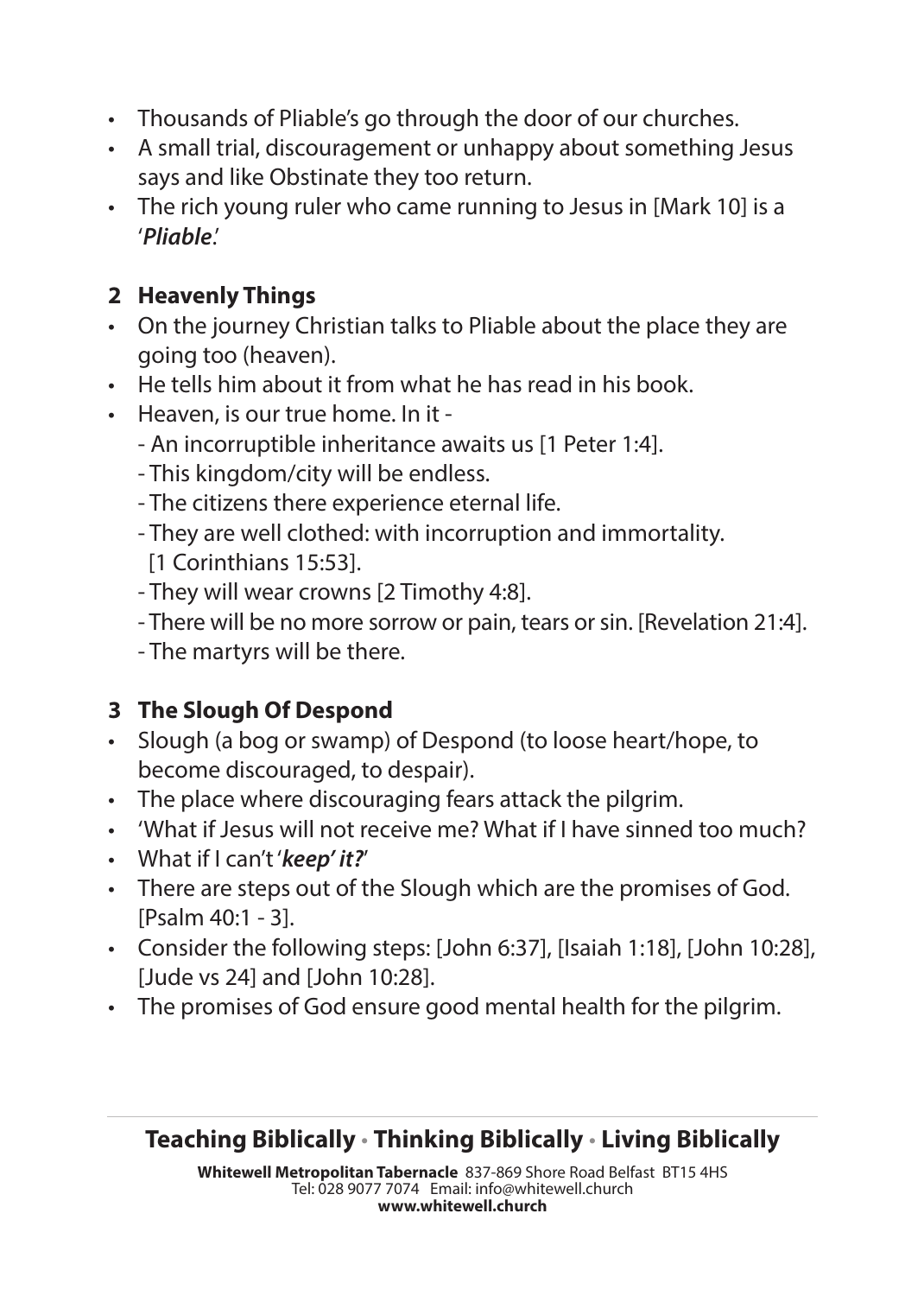- Thousands of Pliable's go through the door of our churches.
- A small trial, discouragement or unhappy about something Jesus says and like Obstinate they too return.
- The rich young ruler who came running to Jesus in [Mark 10] is a '***Pliable***.'

## 2 Heavenly Things

- On the journey Christian talks to Pliable about the place they are going too (heaven).
- He tells him about it from what he has read in his book.
- Heaven, is our true home. In it -
  - An incorruptible inheritance awaits us [1 Peter 1:4].
  - This kingdom/city will be endless.
  - The citizens there experience eternal life.
  - They are well clothed: with incorruption and immortality. [1 Corinthians 15:53].
  - They will wear crowns [2 Timothy 4:8].
  - There will be no more sorrow or pain, tears or sin. [Revelation 21:4].
  - The martyrs will be there.

## 3 The Slough Of Despond

- Slough (a bog or swamp) of Despond (to loose heart/hope, to become discouraged, to despair).
- The place where discouraging fears attack the pilgrim.
- 'What if Jesus will not receive me? What if I have sinned too much?
- What if I can't '***keep' it?***'
- There are steps out of the Slough which are the promises of God. [Psalm 40:1 - 3].
- Consider the following steps: [John 6:37], [Isaiah 1:18], [John 10:28], [Jude vs 24] and [John 10:28].
- The promises of God ensure good mental health for the pilgrim.

---

**Teaching Biblically • Thinking Biblically • Living Biblically**

**Whitewell Metropolitan Tabernacle** 837-869 Shore Road Belfast BT15 4HS
Tel: 028 9077 7074 Email: info@whitewell.church
**www.whitewell.church**